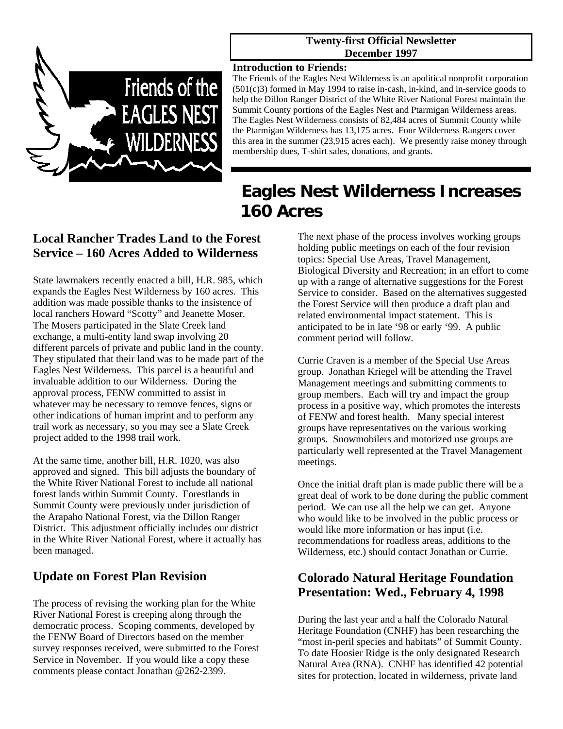**Twenty-first Official Newsletter**
**December 1997**

**Introduction to Friends:**

The Friends of the Eagles Nest Wilderness is an apolitical nonprofit corporation (501(c)3) formed in May 1994 to raise in-cash, in-kind, and in-service goods to help the Dillon Ranger District of the White River National Forest maintain the Summit County portions of the Eagles Nest and Ptarmigan Wilderness areas. The Eagles Nest Wilderness consists of 82,484 acres of Summit County while the Ptarmigan Wilderness has 13,175 acres. Four Wilderness Rangers cover this area in the summer (23,915 acres each). We presently raise money through membership dues, T-shirt sales, donations, and grants.

# Eagles Nest Wilderness Increases 160 Acres

## Local Rancher Trades Land to the Forest Service – 160 Acres Added to Wilderness

State lawmakers recently enacted a bill, H.R. 985, which expands the Eagles Nest Wilderness by 160 acres. This addition was made possible thanks to the insistence of local ranchers Howard "Scotty" and Jeanette Moser. The Mosers participated in the Slate Creek land exchange, a multi-entity land swap involving 20 different parcels of private and public land in the county. They stipulated that their land was to be made part of the Eagles Nest Wilderness. This parcel is a beautiful and invaluable addition to our Wilderness. During the approval process, FENW committed to assist in whatever may be necessary to remove fences, signs or other indications of human imprint and to perform any trail work as necessary, so you may see a Slate Creek project added to the 1998 trail work.

At the same time, another bill, H.R. 1020, was also approved and signed. This bill adjusts the boundary of the White River National Forest to include all national forest lands within Summit County. Forestlands in Summit County were previously under jurisdiction of the Arapaho National Forest, via the Dillon Ranger District. This adjustment officially includes our district in the White River National Forest, where it actually has been managed.

## Update on Forest Plan Revision

The process of revising the working plan for the White River National Forest is creeping along through the democratic process. Scoping comments, developed by the FENW Board of Directors based on the member survey responses received, were submitted to the Forest Service in November. If you would like a copy these comments please contact Jonathan @262-2399.

The next phase of the process involves working groups holding public meetings on each of the four revision topics: Special Use Areas, Travel Management, Biological Diversity and Recreation; in an effort to come up with a range of alternative suggestions for the Forest Service to consider. Based on the alternatives suggested the Forest Service will then produce a draft plan and related environmental impact statement. This is anticipated to be in late '98 or early '99. A public comment period will follow.

Currie Craven is a member of the Special Use Areas group. Jonathan Kriegel will be attending the Travel Management meetings and submitting comments to group members. Each will try and impact the group process in a positive way, which promotes the interests of FENW and forest health. Many special interest groups have representatives on the various working groups. Snowmobilers and motorized use groups are particularly well represented at the Travel Management meetings.

Once the initial draft plan is made public there will be a great deal of work to be done during the public comment period. We can use all the help we can get. Anyone who would like to be involved in the public process or would like more information or has input (i.e. recommendations for roadless areas, additions to the Wilderness, etc.) should contact Jonathan or Currie.

## Colorado Natural Heritage Foundation Presentation: Wed., February 4, 1998

During the last year and a half the Colorado Natural Heritage Foundation (CNHF) has been researching the "most in-peril species and habitats" of Summit County. To date Hoosier Ridge is the only designated Research Natural Area (RNA). CNHF has identified 42 potential sites for protection, located in wilderness, private land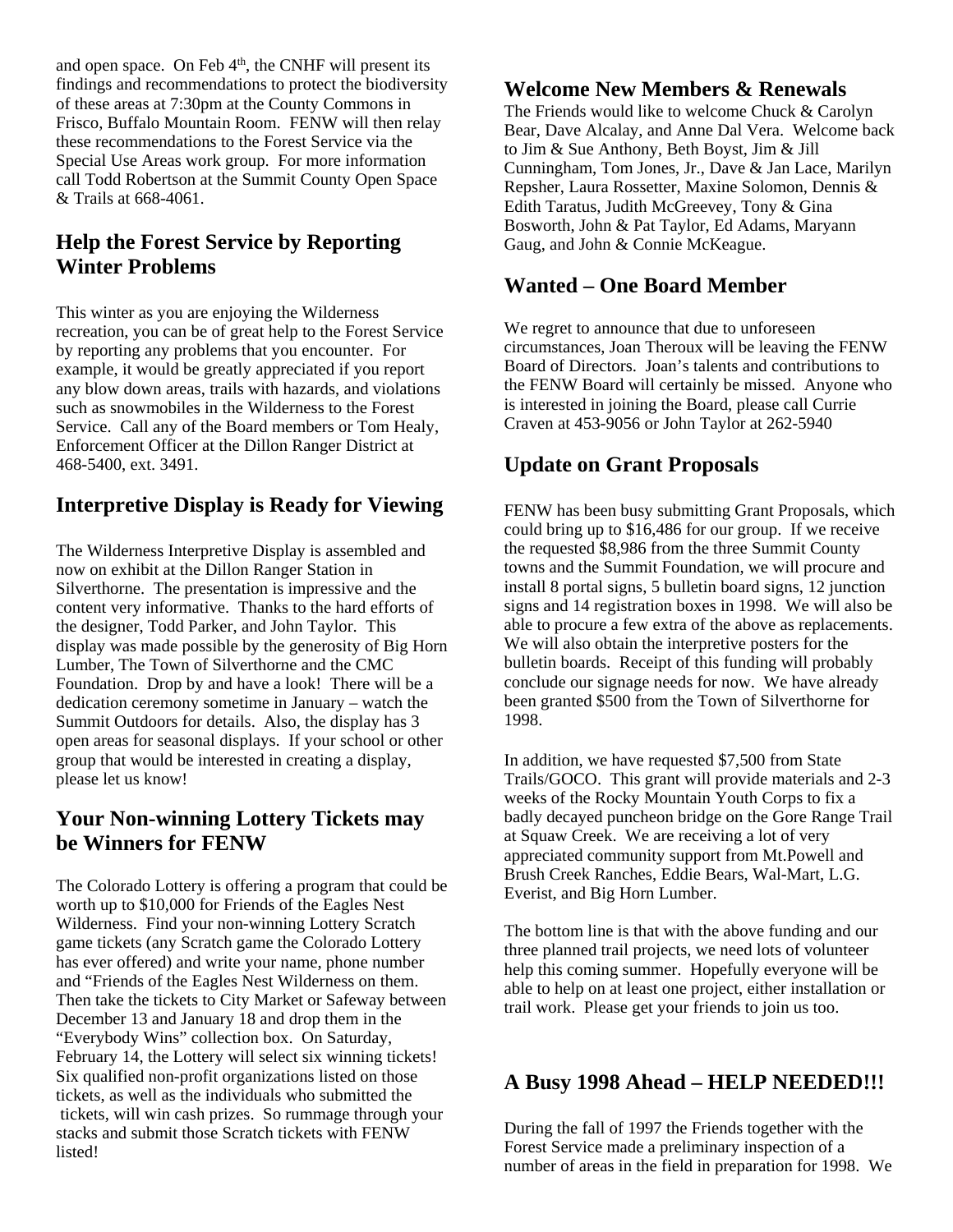and open space. On Feb 4th, the CNHF will present its findings and recommendations to protect the biodiversity of these areas at 7:30pm at the County Commons in Frisco, Buffalo Mountain Room. FENW will then relay these recommendations to the Forest Service via the Special Use Areas work group. For more information call Todd Robertson at the Summit County Open Space & Trails at 668-4061.

## Help the Forest Service by Reporting Winter Problems

This winter as you are enjoying the Wilderness recreation, you can be of great help to the Forest Service by reporting any problems that you encounter. For example, it would be greatly appreciated if you report any blow down areas, trails with hazards, and violations such as snowmobiles in the Wilderness to the Forest Service. Call any of the Board members or Tom Healy, Enforcement Officer at the Dillon Ranger District at 468-5400, ext. 3491.

## Interpretive Display is Ready for Viewing

The Wilderness Interpretive Display is assembled and now on exhibit at the Dillon Ranger Station in Silverthorne. The presentation is impressive and the content very informative. Thanks to the hard efforts of the designer, Todd Parker, and John Taylor. This display was made possible by the generosity of Big Horn Lumber, The Town of Silverthorne and the CMC Foundation. Drop by and have a look! There will be a dedication ceremony sometime in January – watch the Summit Outdoors for details. Also, the display has 3 open areas for seasonal displays. If your school or other group that would be interested in creating a display, please let us know!

## Your Non-winning Lottery Tickets may be Winners for FENW

The Colorado Lottery is offering a program that could be worth up to $10,000 for Friends of the Eagles Nest Wilderness. Find your non-winning Lottery Scratch game tickets (any Scratch game the Colorado Lottery has ever offered) and write your name, phone number and "Friends of the Eagles Nest Wilderness on them. Then take the tickets to City Market or Safeway between December 13 and January 18 and drop them in the "Everybody Wins" collection box. On Saturday, February 14, the Lottery will select six winning tickets! Six qualified non-profit organizations listed on those tickets, as well as the individuals who submitted the tickets, will win cash prizes. So rummage through your stacks and submit those Scratch tickets with FENW listed!

## Welcome New Members & Renewals

The Friends would like to welcome Chuck & Carolyn Bear, Dave Alcalay, and Anne Dal Vera. Welcome back to Jim & Sue Anthony, Beth Boyst, Jim & Jill Cunningham, Tom Jones, Jr., Dave & Jan Lace, Marilyn Repsher, Laura Rossetter, Maxine Solomon, Dennis & Edith Taratus, Judith McGreevey, Tony & Gina Bosworth, John & Pat Taylor, Ed Adams, Maryann Gaug, and John & Connie McKeague.

## Wanted – One Board Member

We regret to announce that due to unforeseen circumstances, Joan Theroux will be leaving the FENW Board of Directors. Joan's talents and contributions to the FENW Board will certainly be missed. Anyone who is interested in joining the Board, please call Currie Craven at 453-9056 or John Taylor at 262-5940

## Update on Grant Proposals

FENW has been busy submitting Grant Proposals, which could bring up to $16,486 for our group. If we receive the requested $8,986 from the three Summit County towns and the Summit Foundation, we will procure and install 8 portal signs, 5 bulletin board signs, 12 junction signs and 14 registration boxes in 1998. We will also be able to procure a few extra of the above as replacements. We will also obtain the interpretive posters for the bulletin boards. Receipt of this funding will probably conclude our signage needs for now. We have already been granted $500 from the Town of Silverthorne for 1998.

In addition, we have requested $7,500 from State Trails/GOCO. This grant will provide materials and 2-3 weeks of the Rocky Mountain Youth Corps to fix a badly decayed puncheon bridge on the Gore Range Trail at Squaw Creek. We are receiving a lot of very appreciated community support from Mt.Powell and Brush Creek Ranches, Eddie Bears, Wal-Mart, L.G. Everist, and Big Horn Lumber.

The bottom line is that with the above funding and our three planned trail projects, we need lots of volunteer help this coming summer. Hopefully everyone will be able to help on at least one project, either installation or trail work. Please get your friends to join us too.

## A Busy 1998 Ahead – HELP NEEDED!!!

During the fall of 1997 the Friends together with the Forest Service made a preliminary inspection of a number of areas in the field in preparation for 1998. We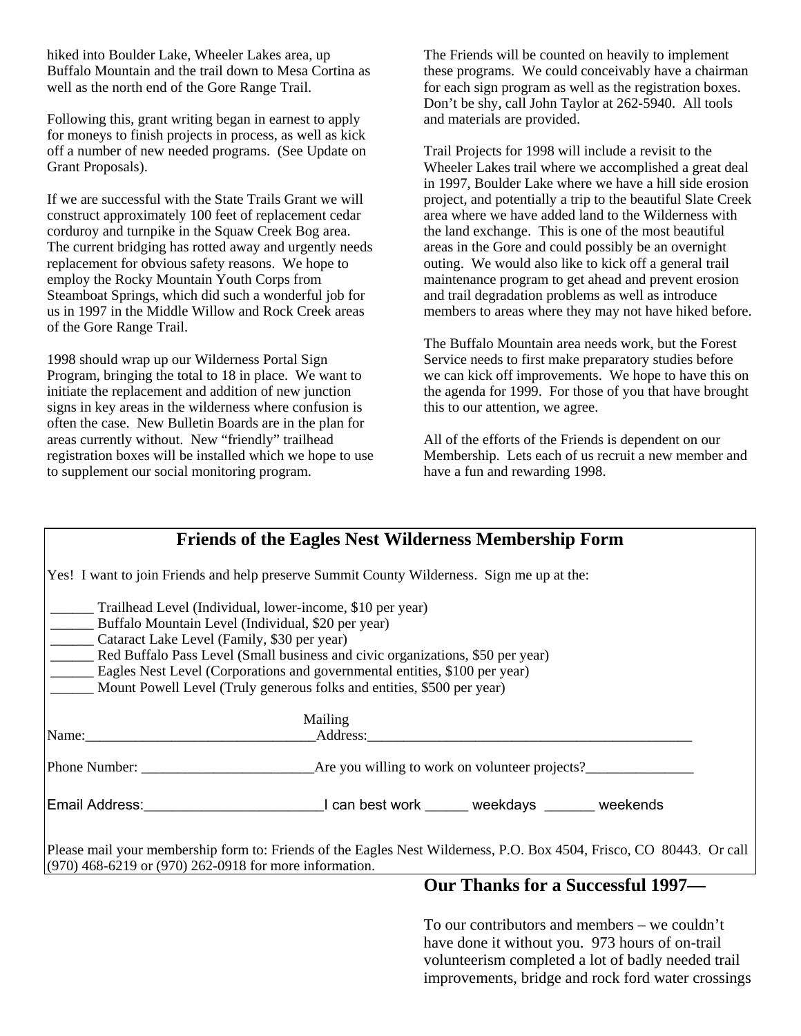hiked into Boulder Lake, Wheeler Lakes area, up Buffalo Mountain and the trail down to Mesa Cortina as well as the north end of the Gore Range Trail.

Following this, grant writing began in earnest to apply for moneys to finish projects in process, as well as kick off a number of new needed programs. (See Update on Grant Proposals).

If we are successful with the State Trails Grant we will construct approximately 100 feet of replacement cedar corduroy and turnpike in the Squaw Creek Bog area. The current bridging has rotted away and urgently needs replacement for obvious safety reasons. We hope to employ the Rocky Mountain Youth Corps from Steamboat Springs, which did such a wonderful job for us in 1997 in the Middle Willow and Rock Creek areas of the Gore Range Trail.

1998 should wrap up our Wilderness Portal Sign Program, bringing the total to 18 in place. We want to initiate the replacement and addition of new junction signs in key areas in the wilderness where confusion is often the case. New Bulletin Boards are in the plan for areas currently without. New "friendly" trailhead registration boxes will be installed which we hope to use to supplement our social monitoring program.

The Friends will be counted on heavily to implement these programs. We could conceivably have a chairman for each sign program as well as the registration boxes. Don't be shy, call John Taylor at 262-5940. All tools and materials are provided.

Trail Projects for 1998 will include a revisit to the Wheeler Lakes trail where we accomplished a great deal in 1997, Boulder Lake where we have a hill side erosion project, and potentially a trip to the beautiful Slate Creek area where we have added land to the Wilderness with the land exchange. This is one of the most beautiful areas in the Gore and could possibly be an overnight outing. We would also like to kick off a general trail maintenance program to get ahead and prevent erosion and trail degradation problems as well as introduce members to areas where they may not have hiked before.

The Buffalo Mountain area needs work, but the Forest Service needs to first make preparatory studies before we can kick off improvements. We hope to have this on the agenda for 1999. For those of you that have brought this to our attention, we agree.

All of the efforts of the Friends is dependent on our Membership. Lets each of us recruit a new member and have a fun and rewarding 1998.

## Friends of the Eagles Nest Wilderness Membership Form

Yes! I want to join Friends and help preserve Summit County Wilderness. Sign me up at the:

______ Trailhead Level (Individual, lower-income, $10 per year)
______ Buffalo Mountain Level (Individual, $20 per year)
______ Cataract Lake Level (Family, $30 per year)
______ Red Buffalo Pass Level (Small business and civic organizations, $50 per year)
______ Eagles Nest Level (Corporations and governmental entities, $100 per year)
______ Mount Powell Level (Truly generous folks and entities, $500 per year)

Name:________________________________ Mailing Address:______________________________________________

Phone Number: ________________________ Are you willing to work on volunteer projects?_______________

Email Address:_______________________ I can best work ______ weekdays _______ weekends

Please mail your membership form to: Friends of the Eagles Nest Wilderness, P.O. Box 4504, Frisco, CO 80443. Or call (970) 468-6219 or (970) 262-0918 for more information.

## Our Thanks for a Successful 1997—

To our contributors and members – we couldn't have done it without you. 973 hours of on-trail volunteerism completed a lot of badly needed trail improvements, bridge and rock ford water crossings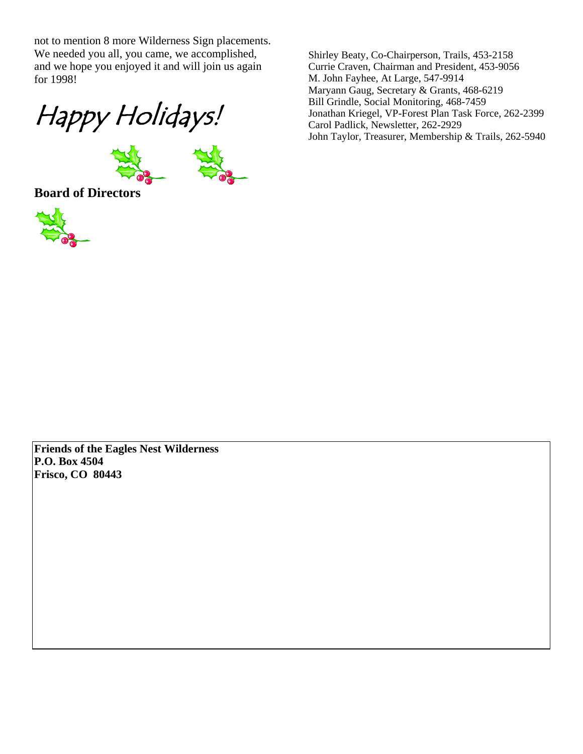not to mention 8 more Wilderness Sign placements. We needed you all, you came, we accomplished, and we hope you enjoyed it and will join us again for 1998!

*Happy Holidays!*

**Board of Directors**

Shirley Beaty, Co-Chairperson, Trails, 453-2158
Currie Craven, Chairman and President, 453-9056
M. John Fayhee, At Large, 547-9914
Maryann Gaug, Secretary & Grants, 468-6219
Bill Grindle, Social Monitoring, 468-7459
Jonathan Kriegel, VP-Forest Plan Task Force, 262-2399
Carol Padlick, Newsletter, 262-2929
John Taylor, Treasurer, Membership & Trails, 262-5940

**Friends of the Eagles Nest Wilderness**
**P.O. Box 4504**
**Frisco, CO 80443**